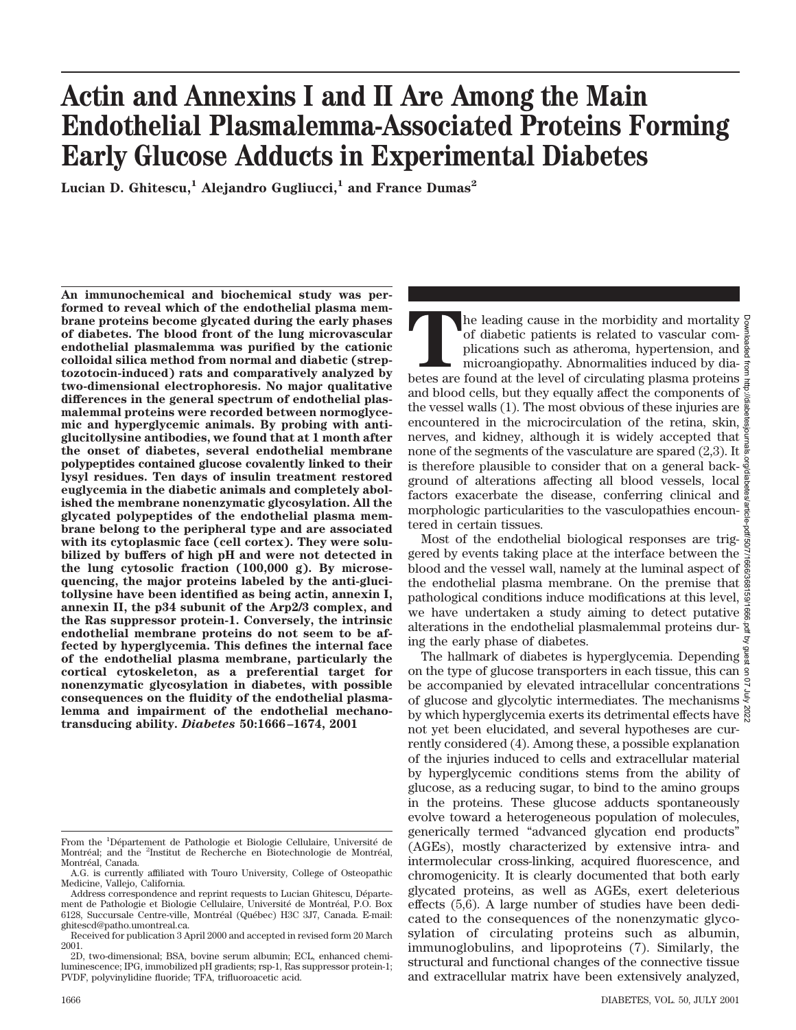# Actin and Annexins I and II Are Among the Main Endothelial Plasmalemma-Associated Proteins Forming Early Glucose Adducts in Experimental Diabetes

**Lucian D. Ghitescu,[1] Alejandro Gugliucci,[1] and France Dumas[2]**

**An immunochemical and biochemical study was performed to reveal which of the endothelial plasma membrane proteins become glycated during the early phases of diabetes. The blood front of the lung microvascular endothelial plasmalemma was purified by the cationic colloidal silica method from normal and diabetic (streptozotocin-induced) rats and comparatively analyzed by two-dimensional electrophoresis. No major qualitative differences in the general spectrum of endothelial plasmalemmal proteins were recorded between normoglycemic and hyperglycemic animals. By probing with anti-glucitollysine antibodies, we found that at 1 month after the onset of diabetes, several endothelial membrane polypeptides contained glucose covalently linked to their lysyl residues. Ten days of insulin treatment restored euglycemia in the diabetic animals and completely abolished the membrane nonenzymatic glycosylation. All the glycated polypeptides of the endothelial plasma membrane belong to the peripheral type and are associated with its cytoplasmic face (cell cortex). They were solubilized by buffers of high pH and were not detected in the lung cytosolic fraction (100,000 g). By microsequencing, the major proteins labeled by the anti-glucitollysine have been identified as being actin, annexin I, annexin II, the p34 subunit of the Arp2/3 complex, and the Ras suppressor protein-1. Conversely, the intrinsic endothelial membrane proteins do not seem to be affected by hyperglycemia. This defines the internal face of the endothelial plasma membrane, particularly the cortical cytoskeleton, as a preferential target for nonenzymatic glycosylation in diabetes, with possible consequences on the fluidity of the endothelial plasmalemma and impairment of the endothelial mechanotransducing ability.** ***Diabetes* 50:1666–1674, 2001**

From the [1]Département de Pathologie et Biologie Cellulaire, Université de Montréal; and the [2]Institut de Recherche en Biotechnologie de Montréal, Montréal, Canada.

A.G. is currently affiliated with Touro University, College of Osteopathic Medicine, Vallejo, California.

Address correspondence and reprint requests to Lucian Ghitescu, Département de Pathologie et Biologie Cellulaire, Université de Montréal, P.O. Box 6128, Succursale Centre-ville, Montréal (Québec) H3C 3J7, Canada. E-mail: ghitescd@patho.umontreal.ca.

Received for publication 3 April 2000 and accepted in revised form 20 March 2001.

2D, two-dimensional; BSA, bovine serum albumin; ECL, enhanced chemiluminescence; IPG, immobilized pH gradients; rsp-1, Ras suppressor protein-1; PVDF, polyvinylidine fluoride; TFA, trifluoroacetic acid.

The leading cause in the morbidity and mortality of diabetic patients is related to vascular complications such as atheroma, hypertension, and microangiopathy. Abnormalities induced by diabetes are found at the level of circulating plasma proteins and blood cells, but they equally affect the components of the vessel walls (1). The most obvious of these injuries are encountered in the microcirculation of the retina, skin, nerves, and kidney, although it is widely accepted that none of the segments of the vasculature are spared (2,3). It is therefore plausible to consider that on a general background of alterations affecting all blood vessels, local factors exacerbate the disease, conferring clinical and morphologic particularities to the vasculopathies encountered in certain tissues.

Most of the endothelial biological responses are triggered by events taking place at the interface between the blood and the vessel wall, namely at the luminal aspect of the endothelial plasma membrane. On the premise that pathological conditions induce modifications at this level, we have undertaken a study aiming to detect putative alterations in the endothelial plasmalemmal proteins during the early phase of diabetes.

The hallmark of diabetes is hyperglycemia. Depending on the type of glucose transporters in each tissue, this can be accompanied by elevated intracellular concentrations of glucose and glycolytic intermediates. The mechanisms by which hyperglycemia exerts its detrimental effects have not yet been elucidated, and several hypotheses are currently considered (4). Among these, a possible explanation of the injuries induced to cells and extracellular material by hyperglycemic conditions stems from the ability of glucose, as a reducing sugar, to bind to the amino groups in the proteins. These glucose adducts spontaneously evolve toward a heterogeneous population of molecules, generically termed "advanced glycation end products" (AGEs), mostly characterized by extensive intra- and intermolecular cross-linking, acquired fluorescence, and chromogenicity. It is clearly documented that both early glycated proteins, as well as AGEs, exert deleterious effects (5,6). A large number of studies have been dedicated to the consequences of the nonenzymatic glycosylation of circulating proteins such as albumin, immunoglobulins, and lipoproteins (7). Similarly, the structural and functional changes of the connective tissue and extracellular matrix have been extensively analyzed,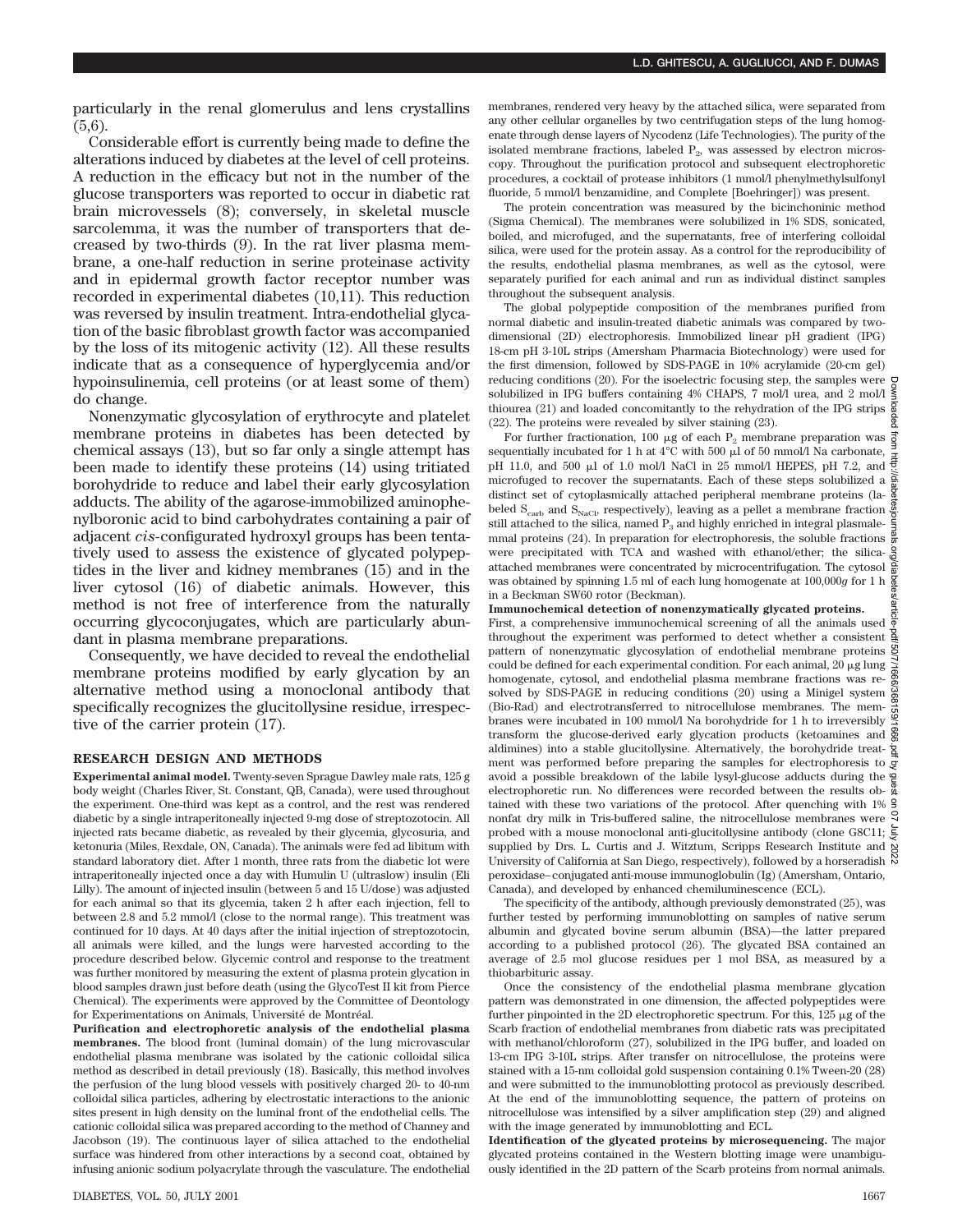particularly in the renal glomerulus and lens crystallins (5,6).

Considerable effort is currently being made to define the alterations induced by diabetes at the level of cell proteins. A reduction in the efficacy but not in the number of the glucose transporters was reported to occur in diabetic rat brain microvessels (8); conversely, in skeletal muscle sarcolemma, it was the number of transporters that decreased by two-thirds (9). In the rat liver plasma membrane, a one-half reduction in serine proteinase activity and in epidermal growth factor receptor number was recorded in experimental diabetes (10,11). This reduction was reversed by insulin treatment. Intra-endothelial glycation of the basic fibroblast growth factor was accompanied by the loss of its mitogenic activity (12). All these results indicate that as a consequence of hyperglycemia and/or hypoinsulinemia, cell proteins (or at least some of them) do change.

Nonenzymatic glycosylation of erythrocyte and platelet membrane proteins in diabetes has been detected by chemical assays (13), but so far only a single attempt has been made to identify these proteins (14) using tritiated borohydride to reduce and label their early glycosylation adducts. The ability of the agarose-immobilized aminophenylboronic acid to bind carbohydrates containing a pair of adjacent *cis*-configurated hydroxyl groups has been tentatively used to assess the existence of glycated polypeptides in the liver and kidney membranes (15) and in the liver cytosol (16) of diabetic animals. However, this method is not free of interference from the naturally occurring glycoconjugates, which are particularly abundant in plasma membrane preparations.

Consequently, we have decided to reveal the endothelial membrane proteins modified by early glycation by an alternative method using a monoclonal antibody that specifically recognizes the glucitollysine residue, irrespective of the carrier protein (17).

## RESEARCH DESIGN AND METHODS

**Experimental animal model.** Twenty-seven Sprague Dawley male rats, 125 g body weight (Charles River, St. Constant, QB, Canada), were used throughout the experiment. One-third was kept as a control, and the rest was rendered diabetic by a single intraperitoneally injected 9-mg dose of streptozotocin. All injected rats became diabetic, as revealed by their glycemia, glycosuria, and ketonuria (Miles, Rexdale, ON, Canada). The animals were fed ad libitum with standard laboratory diet. After 1 month, three rats from the diabetic lot were intraperitoneally injected once a day with Humulin U (ultraslow) insulin (Eli Lilly). The amount of injected insulin (between 5 and 15 U/dose) was adjusted for each animal so that its glycemia, taken 2 h after each injection, fell to between 2.8 and 5.2 mmol/l (close to the normal range). This treatment was continued for 10 days. At 40 days after the initial injection of streptozotocin, all animals were killed, and the lungs were harvested according to the procedure described below. Glycemic control and response to the treatment was further monitored by measuring the extent of plasma protein glycation in blood samples drawn just before death (using the GlycoTest II kit from Pierce Chemical). The experiments were approved by the Committee of Deontology for Experimentations on Animals, Université de Montréal.

**Purification and electrophoretic analysis of the endothelial plasma membranes.** The blood front (luminal domain) of the lung microvascular endothelial plasma membrane was isolated by the cationic colloidal silica method as described in detail previously (18). Basically, this method involves the perfusion of the lung blood vessels with positively charged 20- to 40-nm colloidal silica particles, adhering by electrostatic interactions to the anionic sites present in high density on the luminal front of the endothelial cells. The cationic colloidal silica was prepared according to the method of Channey and Jacobson (19). The continuous layer of silica attached to the endothelial surface was hindered from other interactions by a second coat, obtained by infusing anionic sodium polyacrylate through the vasculature. The endothelial membranes, rendered very heavy by the attached silica, were separated from any other cellular organelles by two centrifugation steps of the lung homogenate through dense layers of Nycodenz (Life Technologies). The purity of the isolated membrane fractions, labeled $P_2$, was assessed by electron microscopy. Throughout the purification protocol and subsequent electrophoretic procedures, a cocktail of protease inhibitors (1 mmol/l phenylmethylsulfonyl fluoride, 5 mmol/l benzamidine, and Complete [Boehringer]) was present.

The protein concentration was measured by the bicinchoninic method (Sigma Chemical). The membranes were solubilized in 1% SDS, sonicated, boiled, and microfuged, and the supernatants, free of interfering colloidal silica, were used for the protein assay. As a control for the reproducibility of the results, endothelial plasma membranes, as well as the cytosol, were separately purified for each animal and run as individual distinct samples throughout the subsequent analysis.

The global polypeptide composition of the membranes purified from normal diabetic and insulin-treated diabetic animals was compared by two-dimensional (2D) electrophoresis. Immobilized linear pH gradient (IPG) 18-cm pH 3-10L strips (Amersham Pharmacia Biotechnology) were used for the first dimension, followed by SDS-PAGE in 10% acrylamide (20-cm gel) reducing conditions (20). For the isoelectric focusing step, the samples were solubilized in IPG buffers containing 4% CHAPS, 7 mol/l urea, and 2 mol/l thiourea (21) and loaded concomitantly to the rehydration of the IPG strips (22). The proteins were revealed by silver staining (23).

For further fractionation, 100 μg of each $P_2$ membrane preparation was sequentially incubated for 1 h at 4°C with 500 μl of 50 mmol/l Na carbonate, pH 11.0, and 500 μl of 1.0 mol/l NaCl in 25 mmol/l HEPES, pH 7.2, and microfuged to recover the supernatants. Each of these steps solubilized a distinct set of cytoplasmically attached peripheral membrane proteins (labeled $S_{carb}$ and $S_{NaCl}$, respectively), leaving as a pellet a membrane fraction still attached to the silica, named $P_3$ and highly enriched in integral plasmalemmal proteins (24). In preparation for electrophoresis, the soluble fractions were precipitated with TCA and washed with ethanol/ether; the silica-attached membranes were concentrated by microcentrifugation. The cytosol was obtained by spinning 1.5 ml of each lung homogenate at 100,000*g* for 1 h in a Beckman SW60 rotor (Beckman).

**Immunochemical detection of nonenzymatically glycated proteins.** First, a comprehensive immunochemical screening of all the animals used throughout the experiment was performed to detect whether a consistent pattern of nonenzymatic glycosylation of endothelial membrane proteins could be defined for each experimental condition. For each animal, 20 μg lung homogenate, cytosol, and endothelial plasma membrane fractions was resolved by SDS-PAGE in reducing conditions (20) using a Minigel system (Bio-Rad) and electrotransferred to nitrocellulose membranes. The membranes were incubated in 100 mmol/l Na borohydride for 1 h to irreversibly transform the glucose-derived early glycation products (ketoamines and aldimines) into a stable glucitollysine. Alternatively, the borohydride treatment was performed before preparing the samples for electrophoresis to avoid a possible breakdown of the labile lysyl-glucose adducts during the electrophoretic run. No differences were recorded between the results obtained with these two variations of the protocol. After quenching with 1% nonfat dry milk in Tris-buffered saline, the nitrocellulose membranes were probed with a mouse monoclonal anti-glucitollysine antibody (clone G8C11; supplied by Drs. L. Curtis and J. Witztum, Scripps Research Institute and University of California at San Diego, respectively), followed by a horseradish peroxidase–conjugated anti-mouse immunoglobulin (Ig) (Amersham, Ontario, Canada), and developed by enhanced chemiluminescence (ECL).

The specificity of the antibody, although previously demonstrated (25), was further tested by performing immunoblotting on samples of native serum albumin and glycated bovine serum albumin (BSA)—the latter prepared according to a published protocol (26). The glycated BSA contained an average of 2.5 mol glucose residues per 1 mol BSA, as measured by a thiobarbituric assay.

Once the consistency of the endothelial plasma membrane glycation pattern was demonstrated in one dimension, the affected polypeptides were further pinpointed in the 2D electrophoretic spectrum. For this, 125 μg of the Scarb fraction of endothelial membranes from diabetic rats was precipitated with methanol/chloroform (27), solubilized in the IPG buffer, and loaded on 13-cm IPG 3-10L strips. After transfer on nitrocellulose, the proteins were stained with a 15-nm colloidal gold suspension containing 0.1% Tween-20 (28) and were submitted to the immunoblotting protocol as previously described. At the end of the immunoblotting sequence, the pattern of proteins on nitrocellulose was intensified by a silver amplification step (29) and aligned with the image generated by immunoblotting and ECL.

**Identification of the glycated proteins by microsequencing.** The major glycated proteins contained in the Western blotting image were unambiguously identified in the 2D pattern of the Scarb proteins from normal animals.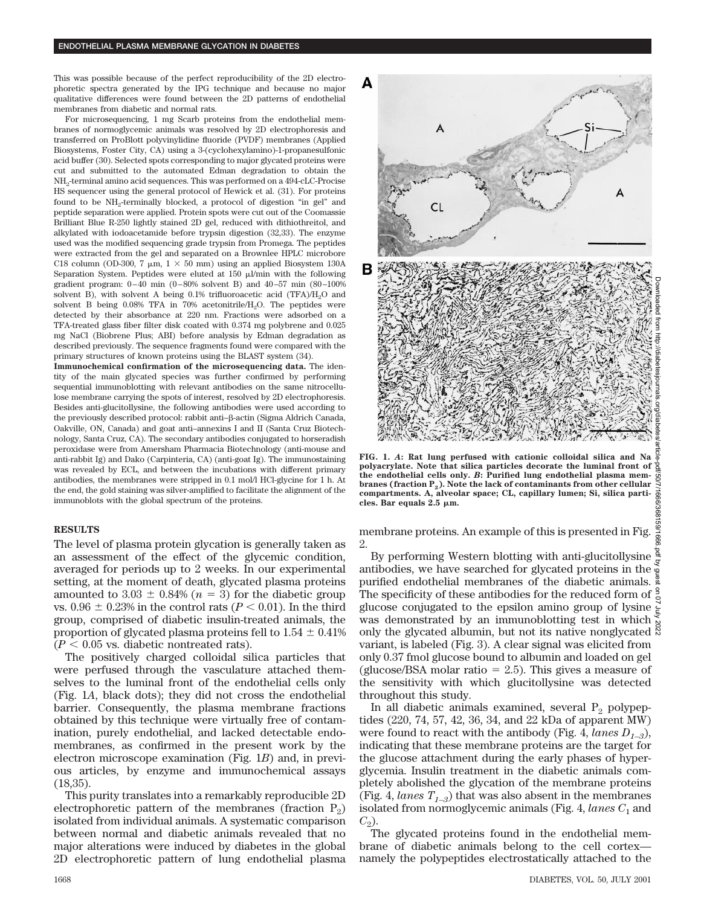This was possible because of the perfect reproducibility of the 2D electrophoretic spectra generated by the IPG technique and because no major qualitative differences were found between the 2D patterns of endothelial membranes from diabetic and normal rats.

For microsequencing, 1 mg Scarb proteins from the endothelial membranes of normoglycemic animals was resolved by 2D electrophoresis and transferred on ProBlott polyvinylidine fluoride (PVDF) membranes (Applied Biosystems, Foster City, CA) using a 3-(cyclohexylamino)-1-propanesulfonic acid buffer (30). Selected spots corresponding to major glycated proteins were cut and submitted to the automated Edman degradation to obtain the $NH_2$-terminal amino acid sequences. This was performed on a 494-cLC-Procise HS sequencer using the general protocol of Hewick et al. (31). For proteins found to be $NH_2$-terminally blocked, a protocol of digestion "in gel" and peptide separation were applied. Protein spots were cut out of the Coomassie Brilliant Blue R-250 lightly stained 2D gel, reduced with dithiothreitol, and alkylated with iodoacetamide before trypsin digestion (32,33). The enzyme used was the modified sequencing grade trypsin from Promega. The peptides were extracted from the gel and separated on a Brownlee HPLC microbore C18 column (OD-300, 7 μm, 1 × 50 mm) using an applied Biosystem 130A Separation System. Peptides were eluted at 150 μl/min with the following gradient program: 0–40 min (0–80% solvent B) and 40–57 min (80–100% solvent B), with solvent A being 0.1% trifluoroacetic acid (TFA)/$H_2O$ and solvent B being 0.08% TFA in 70% acetonitrile/$H_2O$. The peptides were detected by their absorbance at 220 nm. Fractions were adsorbed on a TFA-treated glass fiber filter disk coated with 0.374 mg polybrene and 0.025 mg NaCl (Biobrene Plus; ABI) before analysis by Edman degradation as described previously. The sequence fragments found were compared with the primary structures of known proteins using the BLAST system (34).

**Immunochemical confirmation of the microsequencing data.** The identity of the main glycated species was further confirmed by performing sequential immunoblotting with relevant antibodies on the same nitrocellulose membrane carrying the spots of interest, resolved by 2D electrophoresis. Besides anti-glucitollysine, the following antibodies were used according to the previously described protocol: rabbit anti–β-actin (Sigma Aldrich Canada, Oakville, ON, Canada) and goat anti–annexins I and II (Santa Cruz Biotechnology, Santa Cruz, CA). The secondary antibodies conjugated to horseradish peroxidase were from Amersham Pharmacia Biotechnology (anti-mouse and anti-rabbit Ig) and Dako (Carpinteria, CA) (anti-goat Ig). The immunostaining was revealed by ECL, and between the incubations with different primary antibodies, the membranes were stripped in 0.1 mol/l HCl-glycine for 1 h. At the end, the gold staining was silver-amplified to facilitate the alignment of the immunoblots with the global spectrum of the proteins.

## RESULTS

The level of plasma protein glycation is generally taken as an assessment of the effect of the glycemic condition, averaged for periods up to 2 weeks. In our experimental setting, at the moment of death, glycated plasma proteins amounted to 3.03 ± 0.84% ($n = 3$) for the diabetic group vs. 0.96 ± 0.23% in the control rats ($P < 0.01$). In the third group, comprised of diabetic insulin-treated animals, the proportion of glycated plasma proteins fell to 1.54 ± 0.41% ($P < 0.05$ vs. diabetic nontreated rats).

The positively charged colloidal silica particles that were perfused through the vasculature attached themselves to the luminal front of the endothelial cells only (Fig. 1*A*, black dots); they did not cross the endothelial barrier. Consequently, the plasma membrane fractions obtained by this technique were virtually free of contamination, purely endothelial, and lacked detectable endomembranes, as confirmed in the present work by the electron microscope examination (Fig. 1*B*) and, in previous articles, by enzyme and immunochemical assays (18,35).

This purity translates into a remarkably reproducible 2D electrophoretic pattern of the membranes (fraction $P_2$) isolated from individual animals. A systematic comparison between normal and diabetic animals revealed that no major alterations were induced by diabetes in the global 2D electrophoretic pattern of lung endothelial plasma membrane proteins. An example of this is presented in Fig. 2.

**FIG. 1.** ***A*: Rat lung perfused with cationic colloidal silica and Na polyacrylate. Note that silica particles decorate the luminal front of the endothelial cells only. *B*: Purified lung endothelial plasma membranes (fraction $P_2$). Note the lack of contaminants from other cellular compartments. A, alveolar space; CL, capillary lumen; Si, silica particles. Bar equals 2.5 μm.**

By performing Western blotting with anti-glucitollysine antibodies, we have searched for glycated proteins in the purified endothelial membranes of the diabetic animals. The specificity of these antibodies for the reduced form of glucose conjugated to the epsilon amino group of lysine was demonstrated by an immunoblotting test in which only the glycated albumin, but not its native nonglycated variant, is labeled (Fig. 3). A clear signal was elicited from only 0.37 fmol glucose bound to albumin and loaded on gel (glucose/BSA molar ratio = 2.5). This gives a measure of the sensitivity with which glucitollysine was detected throughout this study.

In all diabetic animals examined, several $P_2$ polypeptides (220, 74, 57, 42, 36, 34, and 22 kDa of apparent MW) were found to react with the antibody (Fig. 4, *lanes* $D_{1-3}$), indicating that these membrane proteins are the target for the glucose attachment during the early phases of hyperglycemia. Insulin treatment in the diabetic animals completely abolished the glycation of the membrane proteins (Fig. 4, *lanes* $T_{1-3}$) that was also absent in the membranes isolated from normoglycemic animals (Fig. 4, *lanes* $C_1$ and $C_2$).

The glycated proteins found in the endothelial membrane of diabetic animals belong to the cell cortex—namely the polypeptides electrostatically attached to the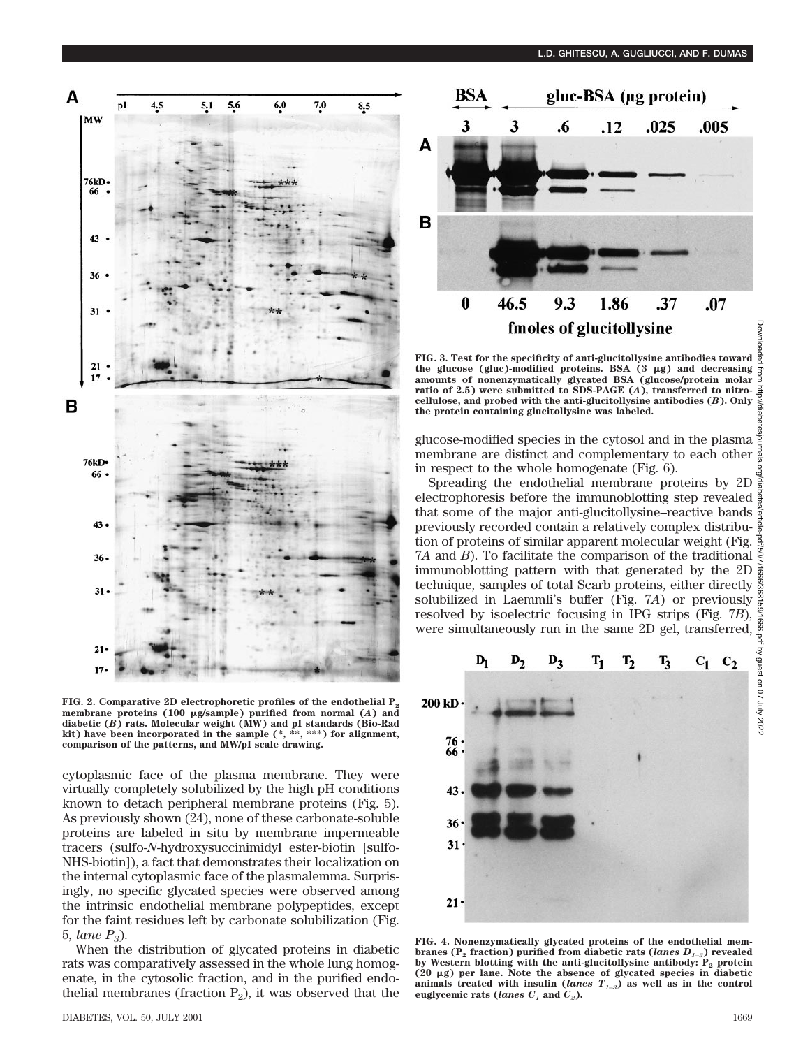FIG. 2. Comparative 2D electrophoretic profiles of the endothelial $P_2$ membrane proteins (100 μg/sample) purified from normal (*A*) and diabetic (*B*) rats. Molecular weight (MW) and pI standards (Bio-Rad kit) have been incorporated in the sample (*, **, ***) for alignment, comparison of the patterns, and MW/pI scale drawing.

cytoplasmic face of the plasma membrane. They were virtually completely solubilized by the high pH conditions known to detach peripheral membrane proteins (Fig. 5). As previously shown (24), none of these carbonate-soluble proteins are labeled in situ by membrane impermeable tracers (sulfo-*N*-hydroxysuccinimidyl ester-biotin [sulfo-NHS-biotin]), a fact that demonstrates their localization on the internal cytoplasmic face of the plasmalemma. Surprisingly, no specific glycated species were observed among the intrinsic endothelial membrane polypeptides, except for the faint residues left by carbonate solubilization (Fig. 5, *lane $P_3$*).

When the distribution of glycated proteins in diabetic rats was comparatively assessed in the whole lung homogenate, in the cytosolic fraction, and in the purified endothelial membranes (fraction $P_2$), it was observed that the glucose-modified species in the cytosol and in the plasma membrane are distinct and complementary to each other in respect to the whole homogenate (Fig. 6).

Spreading the endothelial membrane proteins by 2D electrophoresis before the immunoblotting step revealed that some of the major anti-glucitollysine–reactive bands previously recorded contain a relatively complex distribution of proteins of similar apparent molecular weight (Fig. 7*A* and *B*). To facilitate the comparison of the traditional immunoblotting pattern with that generated by the 2D technique, samples of total Scarb proteins, either directly solubilized in Laemmli's buffer (Fig. 7*A*) or previously resolved by isoelectric focusing in IPG strips (Fig. 7*B*), were simultaneously run in the same 2D gel, transferred,

FIG. 3. Test for the specificity of anti-glucitollysine antibodies toward the glucose (gluc)-modified proteins. BSA (3 μg) and decreasing amounts of nonenzymatically glycated BSA (glucose/protein molar ratio of 2.5) were submitted to SDS-PAGE (*A*), transferred to nitrocellulose, and probed with the anti-glucitollysine antibodies (*B*). Only the protein containing glucitollysine was labeled.

FIG. 4. Nonenzymatically glycated proteins of the endothelial membranes ($P_2$ fraction) purified from diabetic rats (*lanes $D_{1-3}$*) revealed by Western blotting with the anti-glucitollysine antibody: $P_2$ protein (20 μg) per lane. Note the absence of glycated species in diabetic animals treated with insulin (*lanes $T_{1-3}$*) as well as in the control euglycemic rats (*lanes $C_1$ and $C_2$*).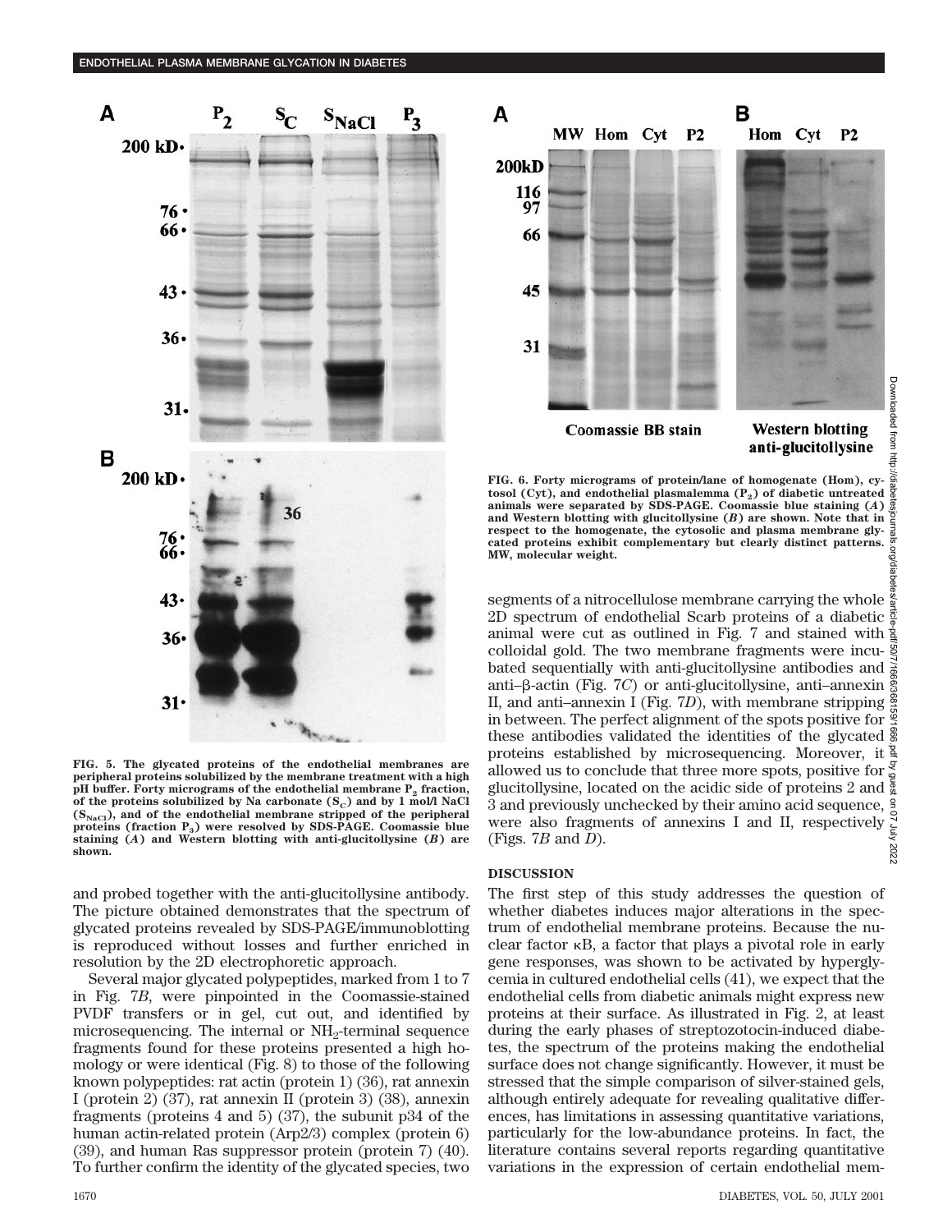FIG. 5. The glycated proteins of the endothelial membranes are peripheral proteins solubilized by the membrane treatment with a high pH buffer. Forty micrograms of protein/lane of the endothelial membrane $P_2$ fraction, of the proteins solubilized by Na carbonate ($S_C$) and by 1 mol/l NaCl ($S_{NaCl}$), and of the endothelial membrane stripped of the peripheral proteins (fraction $P_3$) were resolved by SDS-PAGE. Coomassie blue staining (*A*) and Western blotting with anti-glucitollysine (*B*) are shown.

FIG. 6. Forty micrograms of protein/lane of homogenate (Hom), cytosol (Cyt), and endothelial plasmalemma ($P_2$) of diabetic untreated animals were separated by SDS-PAGE. Coomassie blue staining (*A*) and Western blotting with glucitollysine (*B*) are shown. Note that in respect to the homogenate, the cytosolic and plasma membrane glycated proteins exhibit complementary but clearly distinct patterns. MW, molecular weight.

and probed together with the anti-glucitollysine antibody. The picture obtained demonstrates that the spectrum of glycated proteins revealed by SDS-PAGE/immunoblotting is reproduced without losses and further enriched in resolution by the 2D electrophoretic approach.

Several major glycated polypeptides, marked from 1 to 7 in Fig. 7*B*, were pinpointed in the Coomassie-stained PVDF transfers or in gel, cut out, and identified by microsequencing. The internal or $NH_2$-terminal sequence fragments found for these proteins presented a high homology or were identical (Fig. 8) to those of the following known polypeptides: rat actin (protein 1) (36), rat annexin I (protein 2) (37), rat annexin II (protein 3) (38), annexin fragments (proteins 4 and 5) (37), the subunit p34 of the human actin-related protein (Arp2/3) complex (protein 6) (39), and human Ras suppressor protein (protein 7) (40). To further confirm the identity of the glycated species, two segments of a nitrocellulose membrane carrying the whole 2D spectrum of endothelial Scarb proteins of a diabetic animal were cut as outlined in Fig. 7 and stained with colloidal gold. The two membrane fragments were incubated sequentially with anti-glucitollysine antibodies and anti–β-actin (Fig. 7*C*) or anti-glucitollysine, anti–annexin II, and anti–annexin I (Fig. 7*D*), with membrane stripping in between. The perfect alignment of the spots positive for these antibodies validated the identities of the glycated proteins established by microsequencing. Moreover, it allowed us to conclude that three more spots, positive for glucitollysine, located on the acidic side of proteins 2 and 3 and previously unchecked by their amino acid sequence, were also fragments of annexins I and II, respectively (Figs. 7*B* and *D*).

## DISCUSSION

The first step of this study addresses the question of whether diabetes induces major alterations in the spectrum of endothelial membrane proteins. Because the nuclear factor κB, a factor that plays a pivotal role in early gene responses, was shown to be activated by hyperglycemia in cultured endothelial cells (41), we expect that the endothelial cells from diabetic animals might express new proteins at their surface. As illustrated in Fig. 2, at least during the early phases of streptozotocin-induced diabetes, the spectrum of the proteins making the endothelial surface does not change significantly. However, it must be stressed that the simple comparison of silver-stained gels, although entirely adequate for revealing qualitative differences, has limitations in assessing quantitative variations, particularly for the low-abundance proteins. In fact, the literature contains several reports regarding quantitative variations in the expression of certain endothelial mem-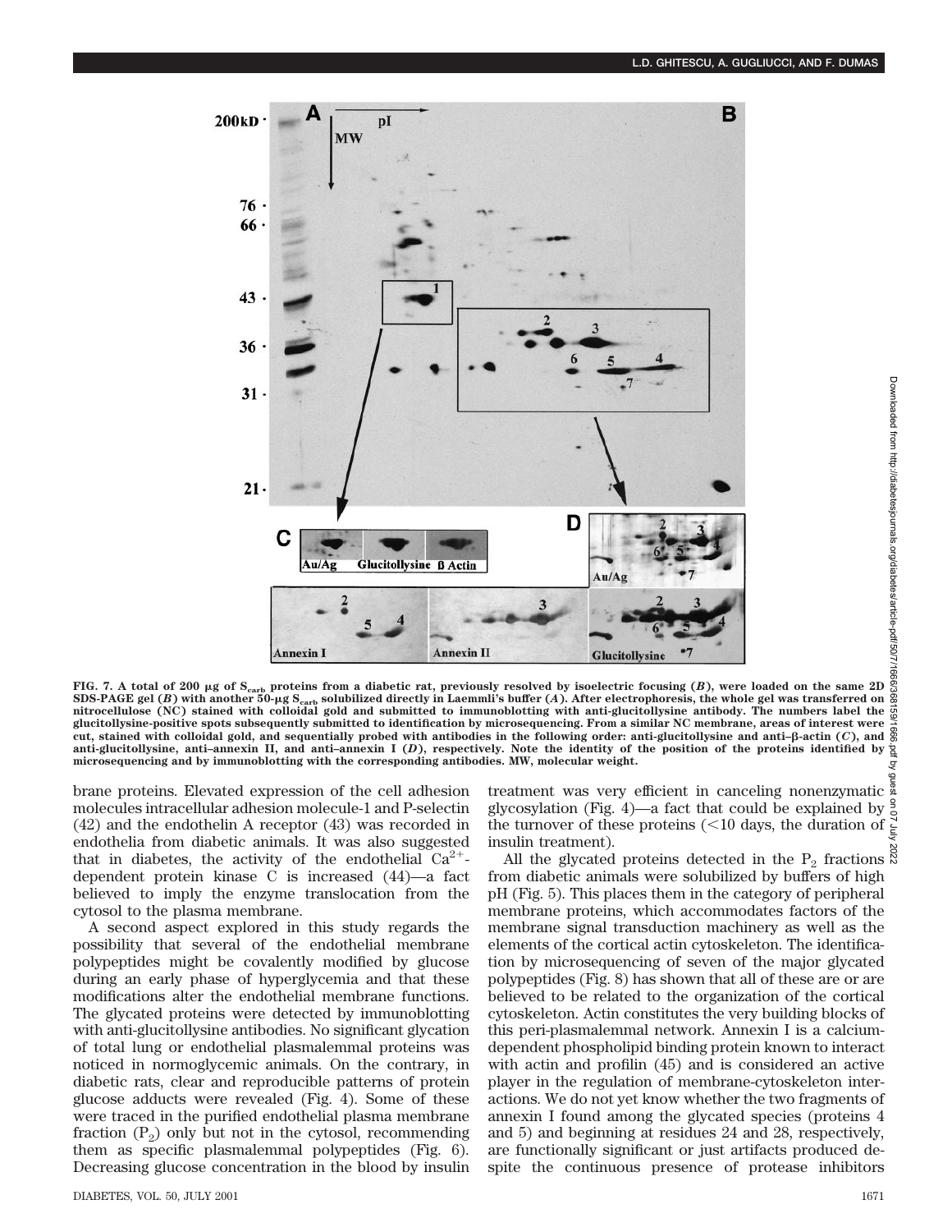FIG. 7. A total of 200 μg of $S_{carb}$ proteins from a diabetic rat, previously resolved by isoelectric focusing (*B*), were loaded on the same 2D SDS-PAGE gel (*B*) with another 50-μg $S_{carb}$ solubilized directly in Laemmli's buffer (*A*). After electrophoresis, the whole gel was transferred on nitrocellulose (NC) stained with colloidal gold and submitted to immunoblotting with anti-glucitollysine antibody. The numbers label the glucitollysine-positive spots subsequently submitted to identification by microsequencing. From a similar NC membrane, areas of interest were cut, stained with colloidal gold, and sequentially probed with antibodies in the following order: anti-glucitollysine and anti–β-actin (*C*), and anti-glucitollysine, anti–annexin II, and anti–annexin I (*D*), respectively. Note the identity of the position of the proteins identified by microsequencing and by immunoblotting with the corresponding antibodies. MW, molecular weight.

brane proteins. Elevated expression of the cell adhesion molecules intracellular adhesion molecule-1 and P-selectin (42) and the endothelin A receptor (43) was recorded in endothelia from diabetic animals. It was also suggested that in diabetes, the activity of the endothelial $Ca^{2+}$-dependent protein kinase C is increased (44)—a fact believed to imply the enzyme translocation from the cytosol to the plasma membrane.

A second aspect explored in this study regards the possibility that several of the endothelial membrane polypeptides might be covalently modified by glucose during an early phase of hyperglycemia and that these modifications alter the endothelial membrane functions. The glycated proteins were detected by immunoblotting with anti-glucitollysine antibodies. No significant glycation of total lung or endothelial plasmalemmal proteins was noticed in normoglycemic animals. On the contrary, in diabetic rats, clear and reproducible patterns of protein glucose adducts were revealed (Fig. 4). Some of these were traced in the purified endothelial plasma membrane fraction ($P_2$) only but not in the cytosol, recommending them as specific plasmalemmal polypeptides (Fig. 6). Decreasing glucose concentration in the blood by insulin treatment was very efficient in canceling nonenzymatic glycosylation (Fig. 4)—a fact that could be explained by the turnover of these proteins (<10 days, the duration of insulin treatment).

All the glycated proteins detected in the $P_2$ fractions from diabetic animals were solubilized by buffers of high pH (Fig. 5). This places them in the category of peripheral membrane proteins, which accommodates factors of the membrane signal transduction machinery as well as the elements of the cortical actin cytoskeleton. The identification by microsequencing of seven of the major glycated polypeptides (Fig. 8) has shown that all of these are or are believed to be related to the organization of the cortical cytoskeleton. Actin constitutes the very building blocks of this peri-plasmalemmal network. Annexin I is a calcium-dependent phospholipid binding protein known to interact with actin and profilin (45) and is considered an active player in the regulation of membrane-cytoskeleton interactions. We do not yet know whether the two fragments of annexin I found among the glycated species (proteins 4 and 5) and beginning at residues 24 and 28, respectively, are functionally significant or just artifacts produced despite the continuous presence of protease inhibitors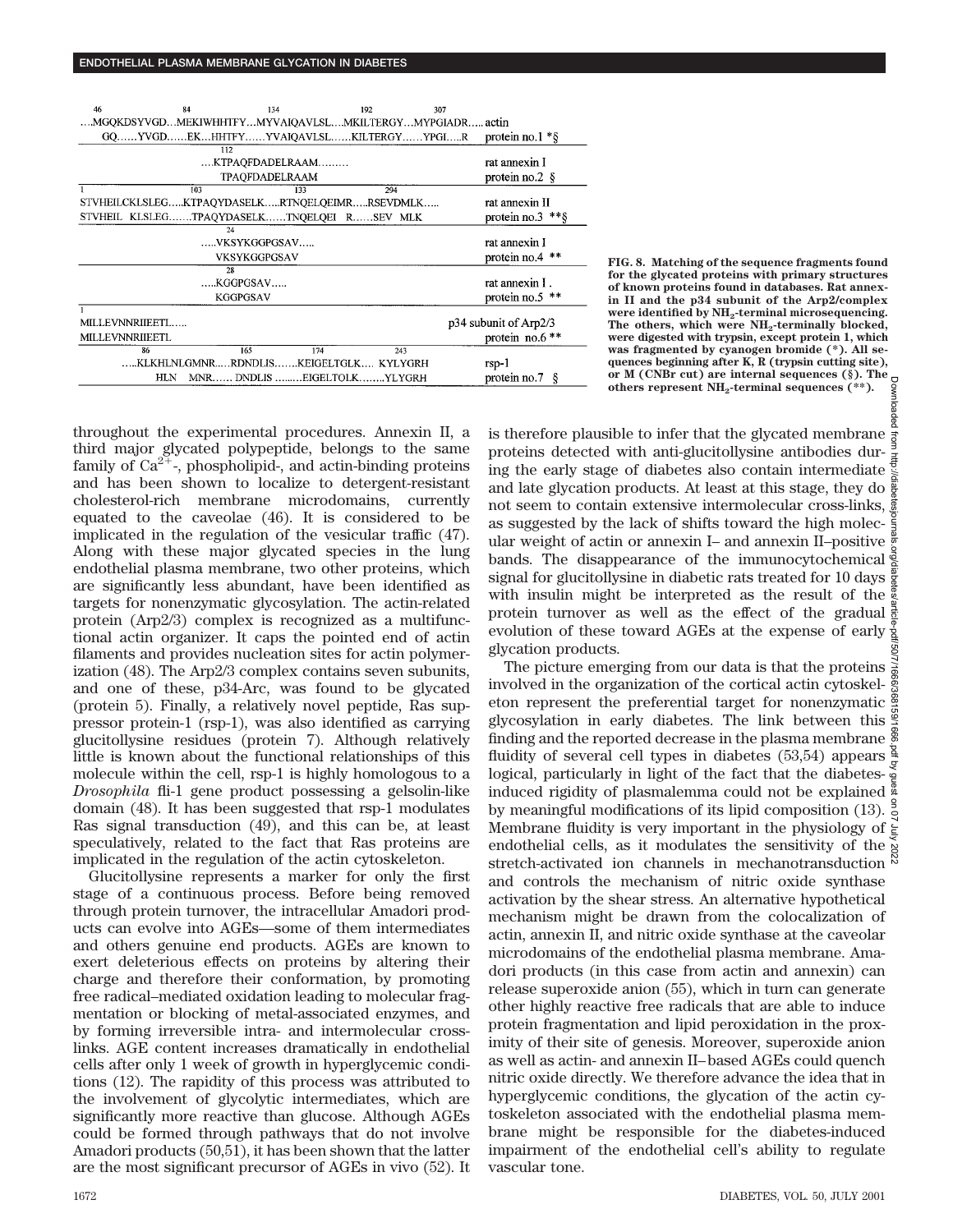| | |
|---|---|
| 46 84 134 192 307<br>....MGQKDSYVGD...MEKIWHHTFY...MYVAIQAVLSL....MKILTERGY...MYPGIADR..... | actin |
| GQ......YVGD......EK...HHTFY......YVAIQAVLSL......KILTERGY......YPGI.....R | protein no.1 *§ |
| 112<br>....KTPAQFDADELRAAM......... | rat annexin I |
| TPAQFDADELRAAM | protein no.2 § |
| 1 103 133 294<br>STVHEILCKLSLEG.....KTPAQYDASELK.....RTNQELQEIMR.....RSEVDMLK..... | rat annexin II |
| STVHEIL KLSLEG.......TPAQYDASELK......TNQELQEI R......SEV MLK | protein no.3 **§ |
| 24<br>.....VKSYKGGPGSAV..... | rat annexin I |
| VKSYKGGPGSAV | protein no.4 ** |
| 28<br>.....KGGPGSAV..... | rat annexin I . |
| KGGPGSAV | protein no.5 ** |
| 1<br>MILLEVNNRIIEETL..... | p34 subunit of Arp2/3 |
| MILLEVNNRIIEETL | protein no.6 ** |
| 86 165 174 243<br>.....KLKHLNLGMNR.....RDNDLIS.......KEIGELTGLK.... KYLYGRH | rsp-1 |
| HLN MNR...... DNDLIS .........EIGELTOLK........YLYGRH | protein no.7 § |

**FIG. 8. Matching of the sequence fragments found for the glycated proteins with primary structures of known proteins found in databases. Rat annexin II and the p34 subunit of the Arp2/complex were identified by $NH_2$-terminal microsequencing. The others, which were $NH_2$-terminally blocked, were digested with trypsin, except protein 1, which was fragmented by cyanogen bromide (*). All sequences beginning after K, R (trypsin cutting site), or M (CNBr cut) are internal sequences (§). The others represent $NH_2$-terminal sequences (**).**

throughout the experimental procedures. Annexin II, a third major glycated polypeptide, belongs to the same family of $Ca^{2+}$-, phospholipid-, and actin-binding proteins and has been shown to localize to detergent-resistant cholesterol-rich membrane microdomains, currently equated to the caveolae (46). It is considered to be implicated in the regulation of the vesicular traffic (47). Along with these major glycated species in the lung endothelial plasma membrane, two other proteins, which are significantly less abundant, have been identified as targets for nonenzymatic glycosylation. The actin-related protein (Arp2/3) complex is recognized as a multifunctional actin organizer. It caps the pointed end of actin filaments and provides nucleation sites for actin polymerization (48). The Arp2/3 complex contains seven subunits, and one of these, p34-Arc, was found to be glycated (protein 5). Finally, a relatively novel peptide, Ras suppressor protein-1 (rsp-1), was also identified as carrying glucitollysine residues (protein 7). Although relatively little is known about the functional relationships of this molecule within the cell, rsp-1 is highly homologous to a *Drosophila* fli-1 gene product possessing a gelsolin-like domain (48). It has been suggested that rsp1 modulates Ras signal transduction (49), and this can be, at least speculatively, related to the fact that Ras proteins are implicated in the regulation of the actin cytoskeleton.

Glucitollysine represents a marker for only the first stage of a continuous process. Before being removed through protein turnover, the intracellular Amadori products can evolve into AGEs—some of them intermediates and others genuine end products. AGEs are known to exert deleterious effects on proteins by altering their charge and therefore their conformation, by promoting free radical–mediated oxidation leading to molecular fragmentation or blocking of metal-associated enzymes, and by forming irreversible intra- and intermolecular cross-links. AGE content increases dramatically in endothelial cells after only 1 week of growth in hyperglycemic conditions (12). The rapidity of this process was attributed to the involvement of glycolytic intermediates, which are significantly more reactive than glucose. Although AGEs could be formed through pathways that do not involve Amadori products (50,51), it has been shown that the latter are the most significant precursor of AGEs in vivo (52). It is therefore plausible to infer that the glycated membrane proteins detected with anti-glucitollysine antibodies during the early stage of diabetes also contain intermediate and late glycation products. At least at this stage, they do not seem to contain extensive intermolecular cross-links, as suggested by the lack of shifts toward the high molecular weight of actin or annexin I– and annexin II–positive bands. The disappearance of the immunocytochemical signal for glucitollysine in diabetic rats treated for 10 days with insulin might be interpreted as the result of the protein turnover as well as the effect of the gradual evolution of these toward AGEs at the expense of early glycation products.

The picture emerging from our data is that the proteins involved in the organization of the cortical actin cytoskeleton represent the preferential target for nonenzymatic glycosylation in early diabetes. The link between this finding and the reported decrease in the plasma membrane fluidity of several cell types in diabetes (53,54) appears logical, particularly in light of the fact that the diabetes-induced rigidity of plasmalemma could not be explained by meaningful modifications of its lipid composition (13). Membrane fluidity is very important in the physiology of endothelial cells, as it modulates the sensitivity of the stretch-activated ion channels in mechanotransduction and controls the mechanism of nitric oxide synthase activation by the shear stress. An alternative hypothetical mechanism might be drawn from the colocalization of actin, annexin II, and nitric oxide synthase at the caveolar microdomains of the endothelial plasma membrane. Amadori products (in this case from actin and annexin) can release superoxide anion (55), which in turn can generate other highly reactive free radicals that are able to induce protein fragmentation and lipid peroxidation in the proximity of their site of genesis. Moreover, superoxide anion as well as actin- and annexin II–based AGEs could quench nitric oxide directly. We therefore advance the idea that in hyperglycemic conditions, the glycation of the actin cytoskeleton associated with the endothelial plasma membrane might be responsible for the diabetes-induced impairment of the endothelial cell's ability to regulate vascular tone.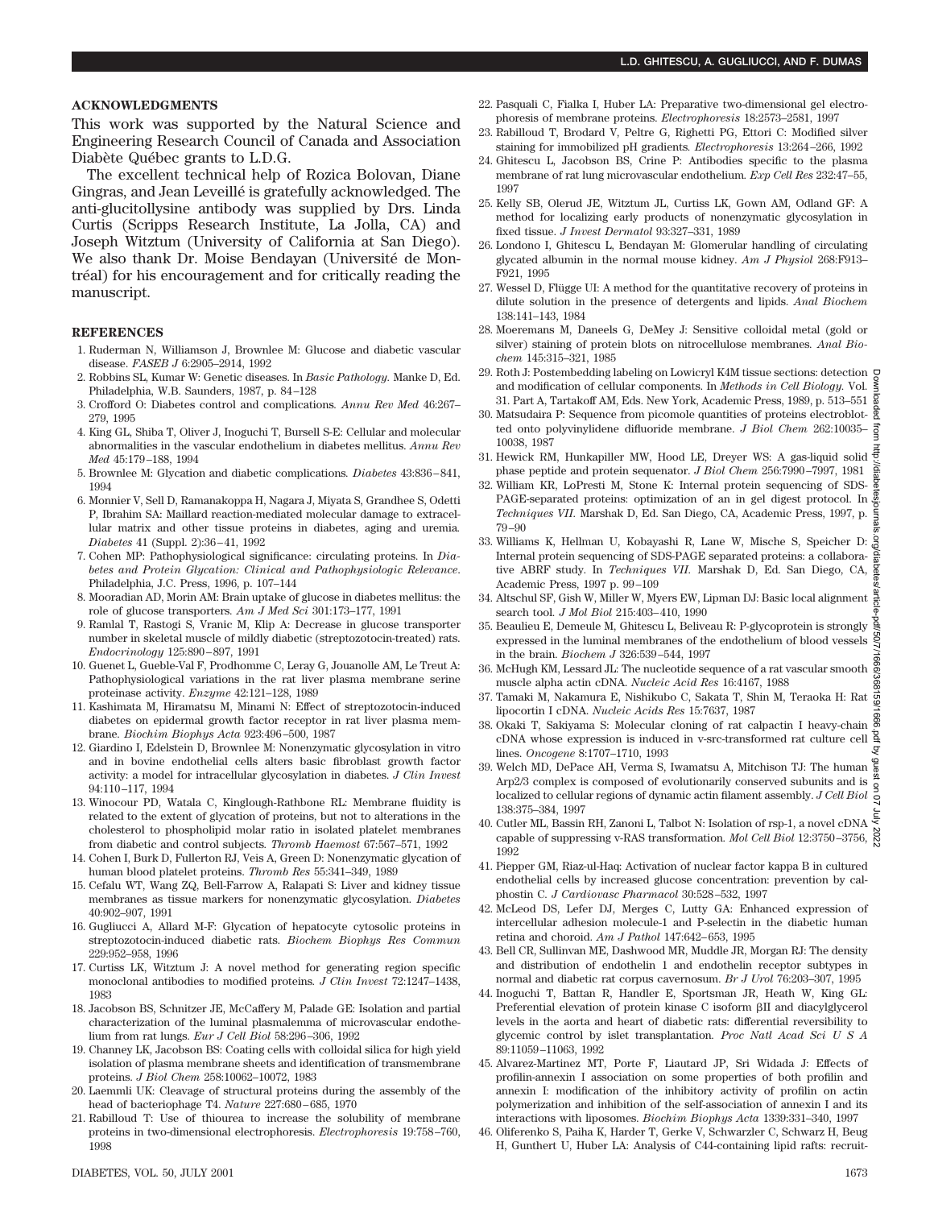## ACKNOWLEDGMENTS

This work was supported by the Natural Science and Engineering Research Council of Canada and Association Diabète Québec grants to L.D.G.

The excellent technical help of Rozica Bolovan, Diane Gingras, and Jean Leveillé is gratefully acknowledged. The anti-glucitollysine antibody was supplied by Drs. Linda Curtis (Scripps Research Institute, La Jolla, CA) and Joseph Witztum (University of California at San Diego). We also thank Dr. Moise Bendayan (Université de Montréal) for his encouragement and for critically reading the manuscript.

## REFERENCES

1. Ruderman N, Williamson J, Brownlee M: Glucose and diabetic vascular disease. *FASEB J* 6:2905–2914, 1992
2. Robbins SL, Kumar W: Genetic diseases. In *Basic Pathology.* Manke D, Ed. Philadelphia, W.B. Saunders, 1987, p. 84–128
3. Crofford O: Diabetes control and complications. *Annu Rev Med* 46:267–279, 1995
4. King GL, Shiba T, Oliver J, Inoguchi T, Bursell S-E: Cellular and molecular abnormalities in the vascular endothelium in diabetes mellitus. *Annu Rev Med* 45:179–188, 1994
5. Brownlee M: Glycation and diabetic complications. *Diabetes* 43:836–841, 1994
6. Monnier V, Sell D, Ramanakoppa H, Nagara J, Miyata S, Grandhee S, Odetti P, Ibrahim SA: Maillard reaction-mediated molecular damage to extracellular matrix and other tissue proteins in diabetes, aging and uremia. *Diabetes* 41 (Suppl. 2):36–41, 1992
7. Cohen MP: Pathophysiological significance: circulating proteins. In *Diabetes and Protein Glycation: Clinical and Pathophysiologic Relevance.* Philadelphia, J.C. Press, 1996, p. 107–144
8. Mooradian AD, Morin AM: Brain uptake of glucose in diabetes mellitus: the role of glucose transporters. *Am J Med Sci* 301:173–177, 1991
9. Ramlal T, Rastogi S, Vranic M, Klip A: Decrease in glucose transporter number in skeletal muscle of mildly diabetic (streptozotocin-treated) rats. *Endocrinology* 125:890–897, 1991
10. Guenet L, Gueble-Val F, Prodhomme C, Leray G, Jouanolle AM, Le Treut A: Pathophysiological variations in the rat liver plasma membrane serine proteinase activity. *Enzyme* 42:121–128, 1989
11. Kashimata M, Hiramatsu M, Minami N: Effect of streptozotocin-induced diabetes on epidermal growth factor receptor in rat liver plasma membrane. *Biochim Biophys Acta* 923:496–500, 1987
12. Giardino I, Edelstein D, Brownlee M: Nonenzymatic glycosylation in vitro and in bovine endothelial cells alters basic fibroblast growth factor activity: a model for intracellular glycosylation in diabetes. *J Clin Invest* 94:110–117, 1994
13. Winocour PD, Watala C, Kinglough-Rathbone RL: Membrane fluidity is related to the extent of glycation of proteins, but not to alterations in the cholesterol to phospholipid molar ratio in isolated platelet membranes from diabetic and control subjects. *Thromb Haemost* 67:567–571, 1992
14. Cohen I, Burk D, Fullerton RJ, Veis A, Green D: Nonenzymatic glycation of human blood platelet proteins. *Thromb Res* 55:341–349, 1989
15. Cefalu WT, Wang ZQ, Bell-Farrow A, Ralapati S: Liver and kidney tissue membranes as tissue markers for nonenzymatic glycosylation. *Diabetes* 40:902–907, 1991
16. Gugliucci A, Allard M-F: Glycation of hepatocyte cytosolic proteins in streptozotocin-induced diabetic rats. *Biochem Biophys Res Commun* 229:952–958, 1996
17. Curtiss LK, Witztum J: A novel method for generating region specific monoclonal antibodies to modified proteins. *J Clin Invest* 72:1247–1438, 1983
18. Jacobson BS, Schnitzer JE, McCaffery M, Palade GE: Isolation and partial characterization of the luminal plasmalemma of microvascular endothelium from rat lungs. *Eur J Cell Biol* 58:296–306, 1992
19. Channey LK, Jacobson BS: Coating cells with colloidal silica for high yield isolation of plasma membrane sheets and identification of transmembrane proteins. *J Biol Chem* 258:10062–10072, 1983
20. Laemmli UK: Cleavage of structural proteins during the assembly of the head of bacteriophage T4. *Nature* 227:680–685, 1970
21. Rabilloud T: Use of thiourea to increase the solubility of membrane proteins in two-dimensional electrophoresis. *Electrophoresis* 19:758–760, 1998
22. Pasquali C, Fialka I, Huber LA: Preparative two-dimensional gel electrophoresis of membrane proteins. *Electrophoresis* 18:2573–2581, 1997
23. Rabilloud V, Brodard V, Peltre G, Righetti PG, Ettori C: Modified silver staining for immobilized pH gradients. *Electrophoresis* 13:264–266, 1992
24. Ghitescu L, Jacobson BS, Crine P: Antibodies specific to the plasma membrane of rat lung microvascular endothelium. *Exp Cell Res* 232:47–55, 1997
25. Kelly SB, Olerud JE, Witztum JL, Curtiss LK, Gown AM, Odland GF: A method for localizing early products of nonenzymatic glycosylation in fixed tissue. *J Invest Dermatol* 93:327–331, 1989
26. Londono I, Ghitescu L, Bendayan M: Glomerular handling of circulating glycated albumin in the normal mouse kidney. *Am J Physiol* 268:F913–F921, 1995
27. Wessel D, Flügge UI: A method for the quantitative recovery of proteins in dilute solution in the presence of detergents and lipids. *Anal Biochem* 138:141–143, 1984
28. Moeremans M, Daneels G, DeMey J: Sensitive colloidal metal (gold or silver) staining of protein blots on nitrocellulose membranes. *Anal Biochem* 145:315–321, 1985
29. Roth J: Postembedding labeling on Lowicryl K4M tissue sections: detection and modification of cellular components. In *Methods in Cell Biology.* Vol. 31. Part A, Tartakoff AM, Eds. New York, Academic Press, 1989, p. 513–551
30. Matsudaira P: Sequence from picomole quantities of proteins electroblotted onto polyvinylidene difluoride membrane. *J Biol Chem* 262:10035–10038, 1987
31. Hewick RM, Hunkapiller MW, Hood LE, Dreyer WS: A gas-liquid solid phase peptide and protein sequenator. *J Biol Chem* 256:7990–7997, 1981
32. William KR, LoPresti M, Stone K: Internal protein sequencing of SDS-PAGE-separated proteins: optimization of an in gel digest protocol. In *Techniques VII.* Marshak D, Ed. San Diego, CA, Academic Press, 1997, p. 79–90
33. Williams K, Hellman U, Kobayashi R, Lane W, Mische S, Speicher D: Internal protein sequencing of SDS-PAGE separated proteins: a collaborative ABRF study. In *Techniques VII.* Marshak D, Ed. San Diego, CA, Academic Press, 1997 p. 99–109
34. Altschul SF, Gish W, Miller W, Myers EW, Lipman DJ: Basic local alignment search tool. *J Mol Biol* 215:403–410, 1990
35. Beaulieu E, Demeule M, Ghitescu L, Beliveau R: P-glycoprotein is strongly expressed in the luminal membranes of the endothelium of blood vessels in the brain. *Biochem J* 326:539–544, 1997
36. McHugh KM, Lessard JL: The nucleotide sequence of a rat vascular smooth muscle alpha actin cDNA. *Nucleic Acid Res* 16:4167, 1988
37. Tamaki M, Nakamura E, Nishikubo C, Sakata T, Shin M, Teraoka H: Rat lipocortin I cDNA. *Nucleic Acids Res* 15:7637, 1987
38. Okaki T, Sakiyama S: Molecular cloning of rat calpactin I heavy-chain cDNA whose expression is induced in v-src-transformed rat culture cell lines. *Oncogene* 8:1707–1710, 1993
39. Welch MD, DePace AH, Verma S, Iwamatsu A, Mitchison TJ: The human Arp2/3 complex is composed of evolutionarily conserved subunits and is localized to cellular regions of dynamic actin filament assembly. *J Cell Biol* 138:375–384, 1997
40. Cutler ML, Bassin RH, Zanoni L, Talbot N: Isolation of rsp-1, a novel cDNA capable of suppressing v-RAS transformation. *Mol Cell Biol* 12:3750–3756, 1992
41. Piepper GM, Riaz-ul-Haq: Activation of nuclear factor kappa B in cultured endothelial cells by increased glucose concentration: prevention by calphostin C. *J Cardiovasc Pharmacol* 30:528–532, 1997
42. McLeod DS, Lefer DJ, Merges C, Lutty GA: Enhanced expression of intercellular adhesion molecule-1 and P-selectin in the diabetic human retina and choroid. *Am J Pathol* 147:642–653, 1995
43. Bell CR, Sullivnan ME, Dashwood MR, Muddle JR, Morgan RJ: The density and distribution of endothelin 1 and endothelin receptor subtypes in normal and diabetic rat corpus cavernosum. *Br J Urol* 76:203–307, 1995
44. Inoguchi T, Battan R, Handler E, Sportsman JR, Heath W, King GL: Preferential elevation of protein kinase C isoform βII and diacylglycerol levels in the aorta and heart of diabetic rats: differential reversibility to glycemic control by islet transplantation. *Proc Natl Acad Sci U S A* 89:11059–11063, 1992
45. Alvarez-Martinez MT, Porte F, Liautard JP, Sri Widada J: Effects of profilin-annexin I association on some properties of both profilin and annexin I: modification of the inhibitory activity of profilin on actin polymerization and inhibition of the self-association of annexin I and its interactions with liposomes. *Biochim Biophys Acta* 1339:331–340, 1997
46. Oliferenko S, Paiha K, Harder T, Gerke V, Schwarzler C, Schwarz H, Beug H, Gunthert U, Huber LA: Analysis of C44-containing lipid rafts: recruit-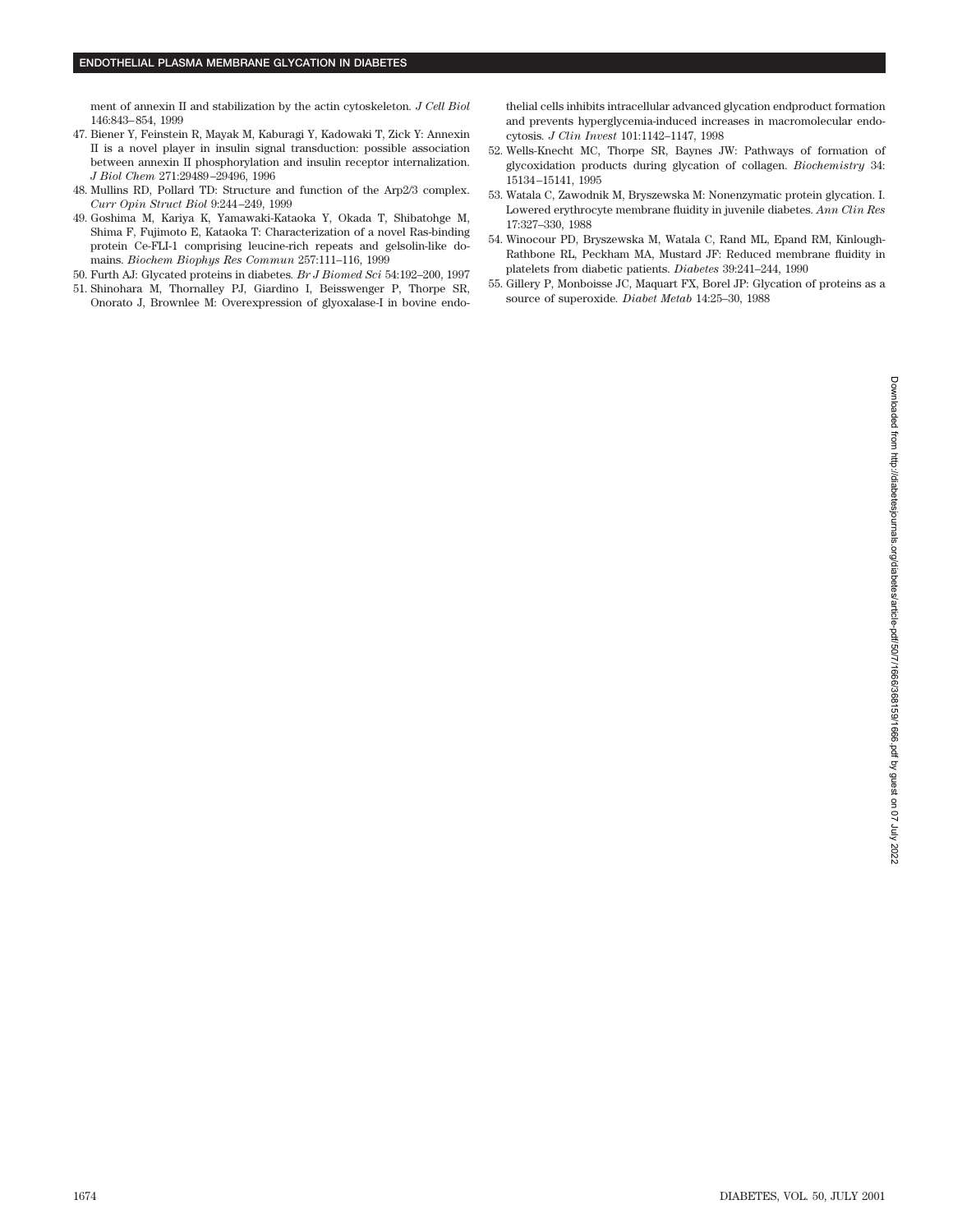ment of annexin II and stabilization by the actin cytoskeleton. *J Cell Biol* 146:843–854, 1999

47. Biener Y, Feinstein R, Mayak M, Kaburagi Y, Kadowaki T, Zick Y: Annexin II is a novel player in insulin signal transduction: possible association between annexin II phosphorylation and insulin receptor internalization. *J Biol Chem* 271:29489–29496, 1996
48. Mullins RD, Pollard TD: Structure and function of the Arp2/3 complex. *Curr Opin Struct Biol* 9:244–249, 1999
49. Goshima M, Kariya K, Yamawaki-Kataoka Y, Okada T, Shibatohge M, Shima F, Fujimoto E, Kataoka T: Characterization of a novel Ras-binding protein Ce-FLI-1 comprising leucine-rich repeats and gelsolin-like domains. *Biochem Biophys Res Commun* 257:111–116, 1999
50. Furth AJ: Glycated proteins in diabetes. *Br J Biomed Sci* 54:192–200, 1997
51. Shinohara M, Thornalley PJ, Giardino I, Beisswenger P, Thorpe SR, Onorato J, Brownlee M: Overexpression of glyoxalase-I in bovine endothelial cells inhibits intracellular advanced glycation endproduct formation and prevents hyperglycemia-induced increases in macromolecular endocytosis. *J Clin Invest* 101:1142–1147, 1998
52. Wells-Knecht MC, Thorpe SR, Baynes JW: Pathways of formation of glycoxidation products during glycation of collagen. *Biochemistry* 34:15134–15141, 1995
53. Watala C, Zawodnik M, Bryszewska M: Nonenzymatic protein glycation. I. Lowered erythrocyte membrane fluidity in juvenile diabetes. *Ann Clin Res* 17:327–330, 1988
54. Winocour PD, Bryszewska M, Watala C, Rand ML, Epand RM, Kinlough-Rathbone RL, Peckham MA, Mustard JF: Reduced membrane fluidity in platelets from diabetic patients. *Diabetes* 39:241–244, 1990
55. Gillery P, Monboisse JC, Maquart FX, Borel JP: Glycation of proteins as a source of superoxide. *Diabet Metab* 14:25–30, 1988